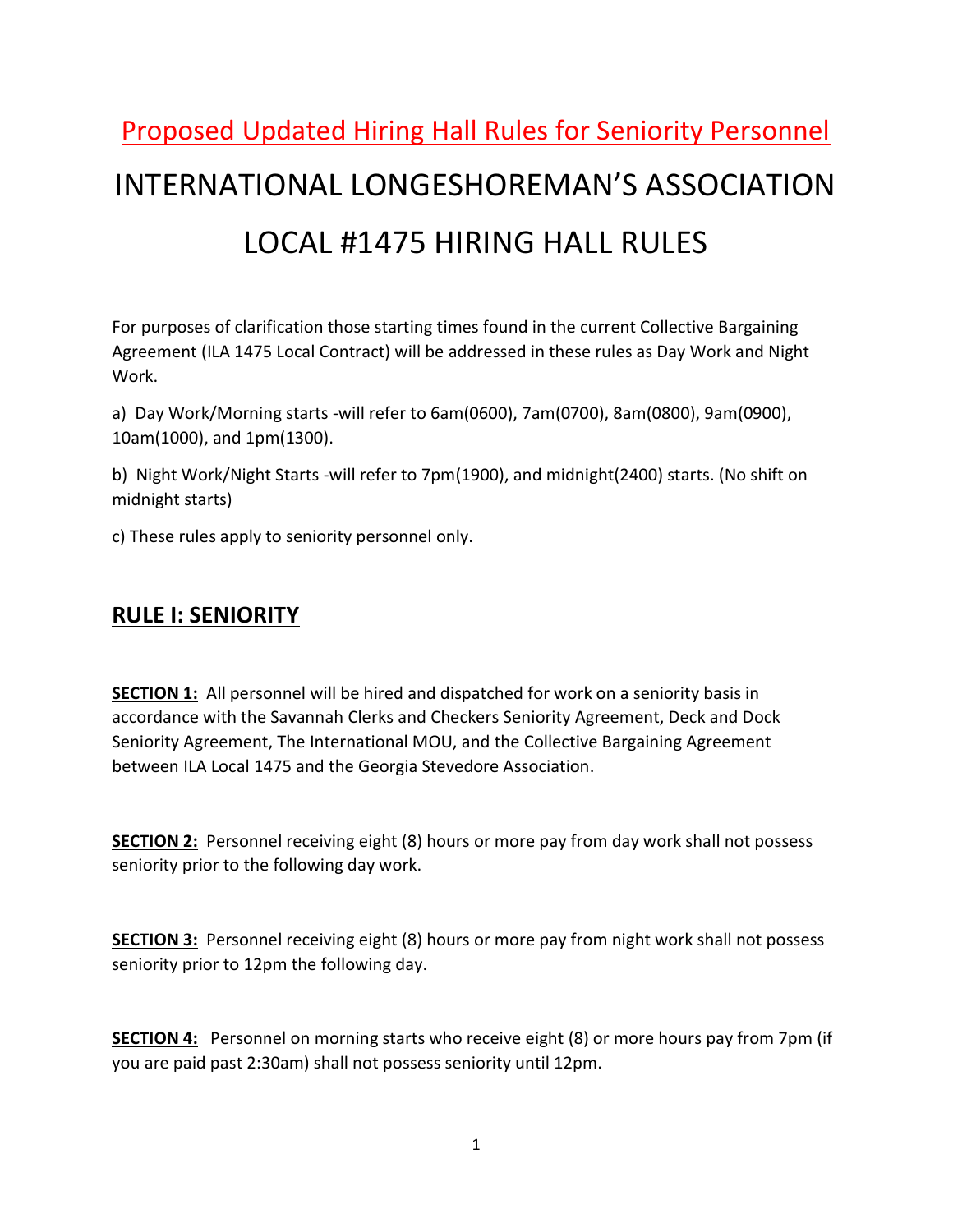# Proposed Updated Hiring Hall Rules for Seniority Personnel

# INTERNATIONAL LONGESHOREMAN'S ASSOCIATION

# LOCAL #1475 HIRING HALL RULES

For purposes of clarification those starting times found in the current Collective Bargaining Agreement (ILA 1475 Local Contract) will be addressed in these rules as Day Work and Night Work.

a) Day Work/Morning starts -will refer to 6am(0600), 7am(0700), 8am(0800), 9am(0900), 10am(1000), and 1pm(1300).

b) Night Work/Night Starts -will refer to 7pm(1900), and midnight(2400) starts. (No shift on midnight starts)

c) These rules apply to seniority personnel only.

## RULE I: SENIORITY

**SECTION 1:** All personnel will be hired and dispatched for work on a seniority basis in accordance with the Savannah Clerks and Checkers Seniority Agreement, Deck and Dock Seniority Agreement, The International MOU, and the Collective Bargaining Agreement between ILA Local 1475 and the Georgia Stevedore Association.

**SECTION 2:** Personnel receiving eight (8) hours or more pay from day work shall not possess seniority prior to the following day work.

**SECTION 3:** Personnel receiving eight (8) hours or more pay from night work shall not possess seniority prior to 12pm the following day.

**SECTION 4:** Personnel on morning starts who receive eight (8) or more hours pay from 7pm (if you are paid past 2:30am) shall not possess seniority until 12pm.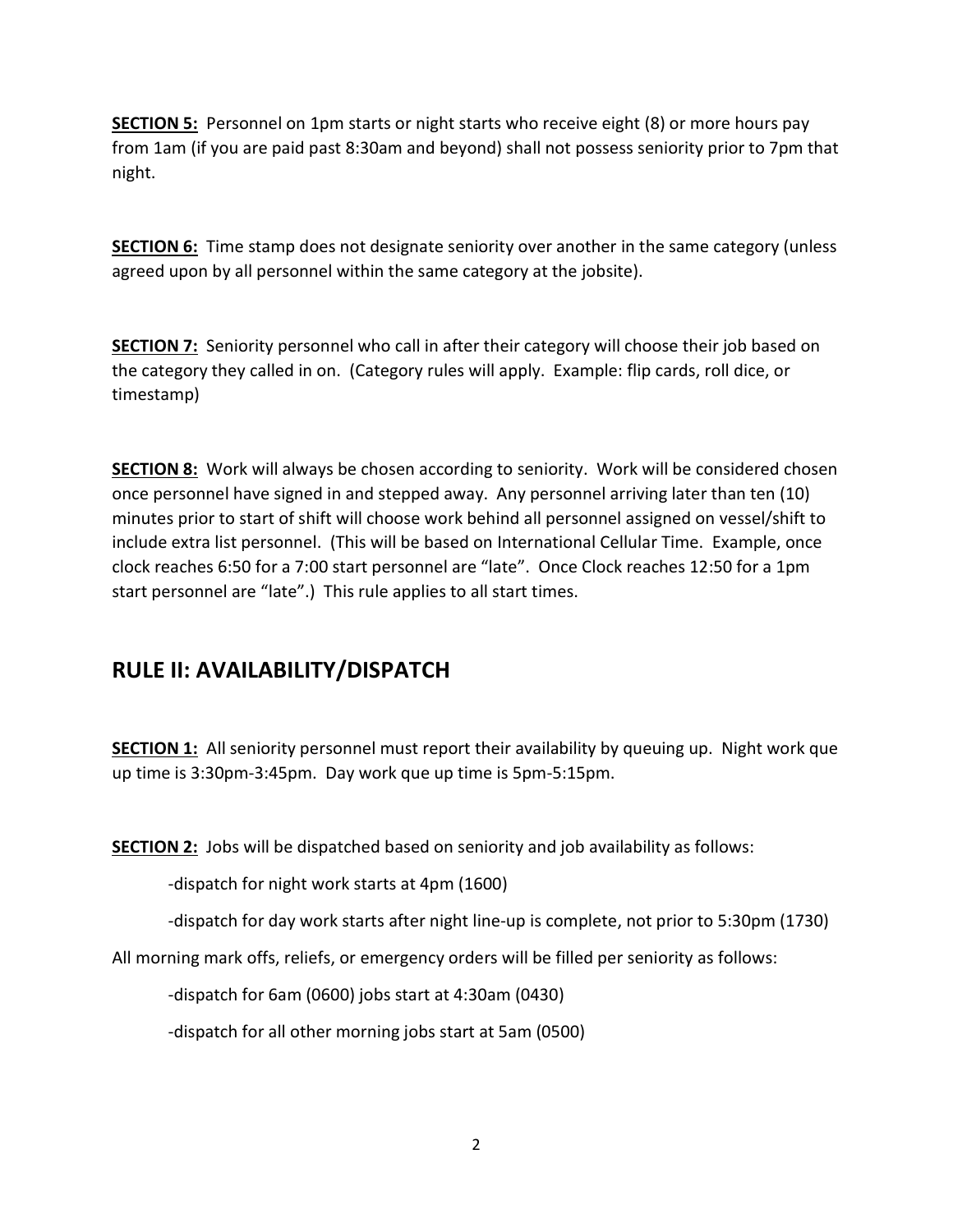**SECTION 5:** Personnel on 1pm starts or night starts who receive eight (8) or more hours pay from 1am (if you are paid past 8:30am and beyond) shall not possess seniority prior to 7pm that night.

**SECTION 6:** Time stamp does not designate seniority over another in the same category (unless agreed upon by all personnel within the same category at the jobsite).

**SECTION 7:** Seniority personnel who call in after their category will choose their job based on the category they called in on. (Category rules will apply. Example: flip cards, roll dice, or timestamp)

**SECTION 8:** Work will always be chosen according to seniority. Work will be considered chosen once personnel have signed in and stepped away. Any personnel arriving later than ten (10) minutes prior to start of shift will choose work behind all personnel assigned on vessel/shift to include extra list personnel. (This will be based on International Cellular Time. Example, once clock reaches 6:50 for a 7:00 start personnel are "late". Once Clock reaches 12:50 for a 1pm start personnel are "late".) This rule applies to all start times.

## RULE II: AVAILABILITY/DISPATCH

**SECTION 1:** All seniority personnel must report their availability by queuing up. Night work que up time is 3:30pm-3:45pm. Day work que up time is 5pm-5:15pm.

**SECTION 2:** Jobs will be dispatched based on seniority and job availability as follows:

-dispatch for night work starts at 4pm (1600)

-dispatch for day work starts after night line-up is complete, not prior to 5:30pm (1730)

All morning mark offs, reliefs, or emergency orders will be filled per seniority as follows:

-dispatch for 6am (0600) jobs start at 4:30am (0430)

-dispatch for all other morning jobs start at 5am (0500)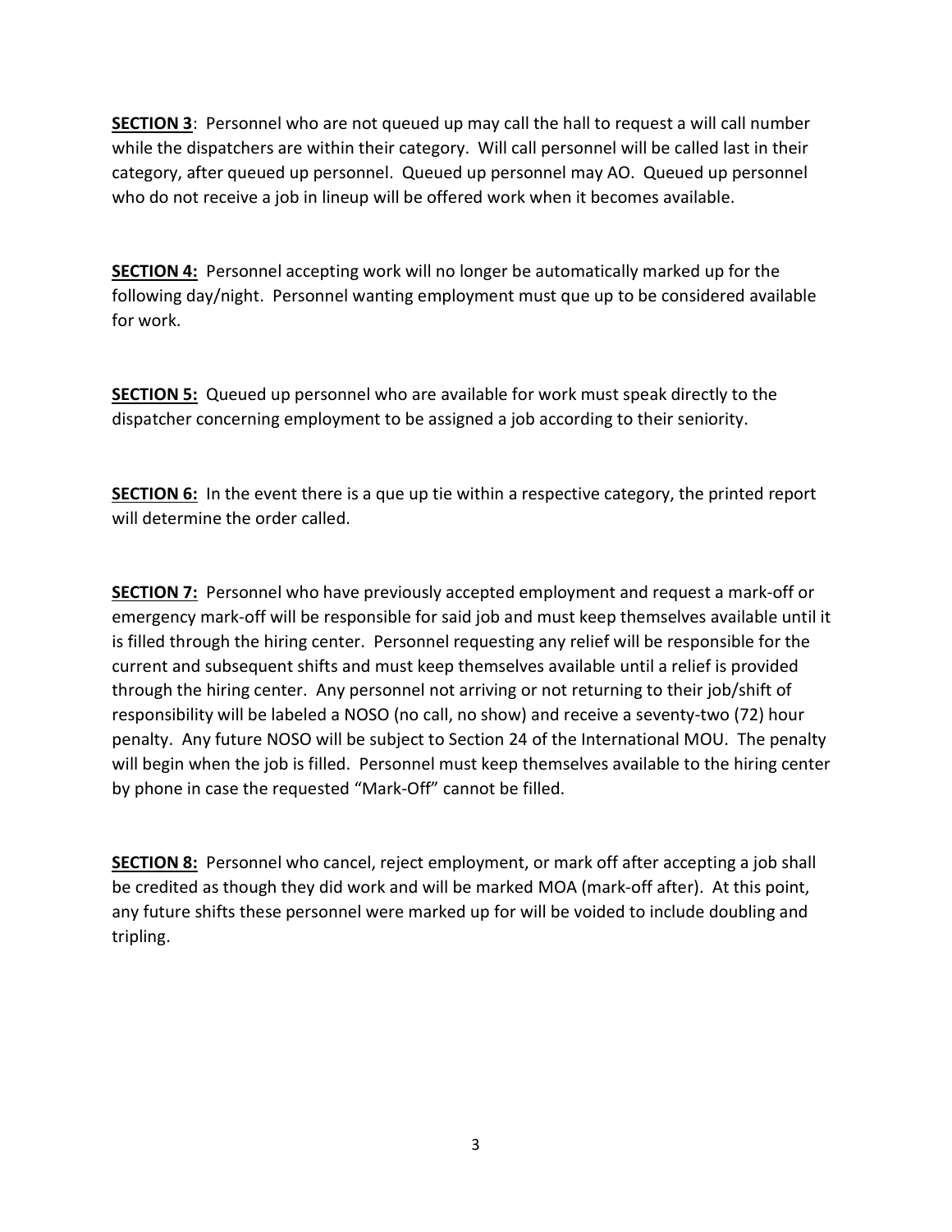**<u>SECTION 3</u>**: Personnel who are not queued up may call the hall to request a will call number while the dispatchers are within their category. Will call personnel will be called last in their category, after queued up personnel. Queued up personnel may AO. Queued up personnel who do not receive a job in lineup will be offered work when it becomes available.

**<u>SECTION 4:</u>** Personnel accepting work will no longer be automatically marked up for the following day/night. Personnel wanting employment must que up to be considered available for work.

**<u>SECTION 5:</u>** Queued up personnel who are available for work must speak directly to the dispatcher concerning employment to be assigned a job according to their seniority.

**<u>SECTION 6:</u>** In the event there is a que up tie within a respective category, the printed report will determine the order called.

**<u>SECTION 7:</u>** Personnel who have previously accepted employment and request a mark-off or emergency mark-off will be responsible for said job and must keep themselves available until it is filled through the hiring center. Personnel requesting any relief will be responsible for the current and subsequent shifts and must keep themselves available until a relief is provided through the hiring center. Any personnel not arriving or not returning to their job/shift of responsibility will be labeled a NOSO (no call, no show) and receive a seventy-two (72) hour penalty. Any future NOSO will be subject to Section 24 of the International MOU. The penalty will begin when the job is filled. Personnel must keep themselves available to the hiring center by phone in case the requested "Mark-Off" cannot be filled.

**<u>SECTION 8:</u>** Personnel who cancel, reject employment, or mark off after accepting a job shall be credited as though they did work and will be marked MOA (mark-off after). At this point, any future shifts these personnel were marked up for will be voided to include doubling and tripling.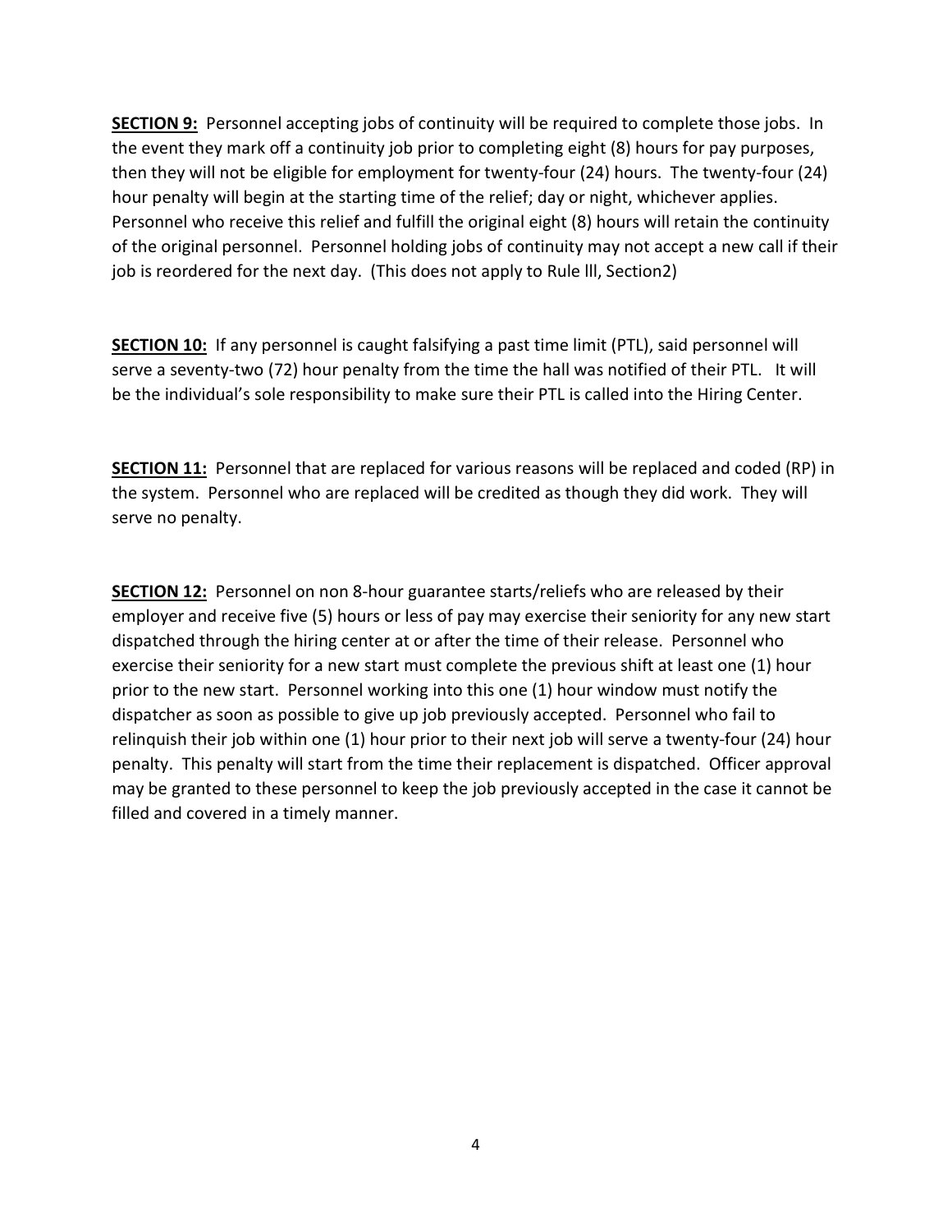**SECTION 9:** Personnel accepting jobs of continuity will be required to complete those jobs. In the event they mark off a continuity job prior to completing eight (8) hours for pay purposes, then they will not be eligible for employment for twenty-four (24) hours. The twenty-four (24) hour penalty will begin at the starting time of the relief; day or night, whichever applies. Personnel who receive this relief and fulfill the original eight (8) hours will retain the continuity of the original personnel. Personnel holding jobs of continuity may not accept a new call if their job is reordered for the next day. (This does not apply to Rule lll, Section2)

**SECTION 10:** If any personnel is caught falsifying a past time limit (PTL), said personnel will serve a seventy-two (72) hour penalty from the time the hall was notified of their PTL. It will be the individual's sole responsibility to make sure their PTL is called into the Hiring Center.

**SECTION 11:** Personnel that are replaced for various reasons will be replaced and coded (RP) in the system. Personnel who are replaced will be credited as though they did work. They will serve no penalty.

**SECTION 12:** Personnel on non 8-hour guarantee starts/reliefs who are released by their employer and receive five (5) hours or less of pay may exercise their seniority for any new start dispatched through the hiring center at or after the time of their release. Personnel who exercise their seniority for a new start must complete the previous shift at least one (1) hour prior to the new start. Personnel working into this one (1) hour window must notify the dispatcher as soon as possible to give up job previously accepted. Personnel who fail to relinquish their job within one (1) hour prior to their next job will serve a twenty-four (24) hour penalty. This penalty will start from the time their replacement is dispatched. Officer approval may be granted to these personnel to keep the job previously accepted in the case it cannot be filled and covered in a timely manner.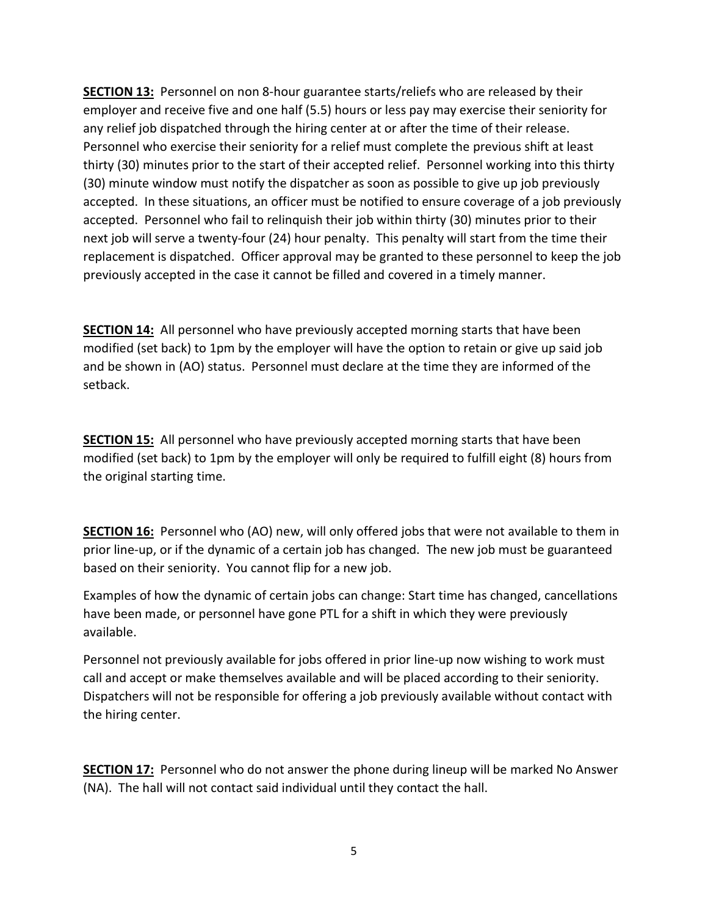**SECTION 13:** Personnel on non 8-hour guarantee starts/reliefs who are released by their employer and receive five and one half (5.5) hours or less pay may exercise their seniority for any relief job dispatched through the hiring center at or after the time of their release. Personnel who exercise their seniority for a relief must complete the previous shift at least thirty (30) minutes prior to the start of their accepted relief. Personnel working into this thirty (30) minute window must notify the dispatcher as soon as possible to give up job previously accepted. In these situations, an officer must be notified to ensure coverage of a job previously accepted. Personnel who fail to relinquish their job within thirty (30) minutes prior to their next job will serve a twenty-four (24) hour penalty. This penalty will start from the time their replacement is dispatched. Officer approval may be granted to these personnel to keep the job previously accepted in the case it cannot be filled and covered in a timely manner.

**SECTION 14:** All personnel who have previously accepted morning starts that have been modified (set back) to 1pm by the employer will have the option to retain or give up said job and be shown in (AO) status. Personnel must declare at the time they are informed of the setback.

**SECTION 15:** All personnel who have previously accepted morning starts that have been modified (set back) to 1pm by the employer will only be required to fulfill eight (8) hours from the original starting time.

**SECTION 16:** Personnel who (AO) new, will only offered jobs that were not available to them in prior line-up, or if the dynamic of a certain job has changed. The new job must be guaranteed based on their seniority. You cannot flip for a new job.

Examples of how the dynamic of certain jobs can change: Start time has changed, cancellations have been made, or personnel have gone PTL for a shift in which they were previously available.

Personnel not previously available for jobs offered in prior line-up now wishing to work must call and accept or make themselves available and will be placed according to their seniority. Dispatchers will not be responsible for offering a job previously available without contact with the hiring center.

**SECTION 17:** Personnel who do not answer the phone during lineup will be marked No Answer (NA). The hall will not contact said individual until they contact the hall.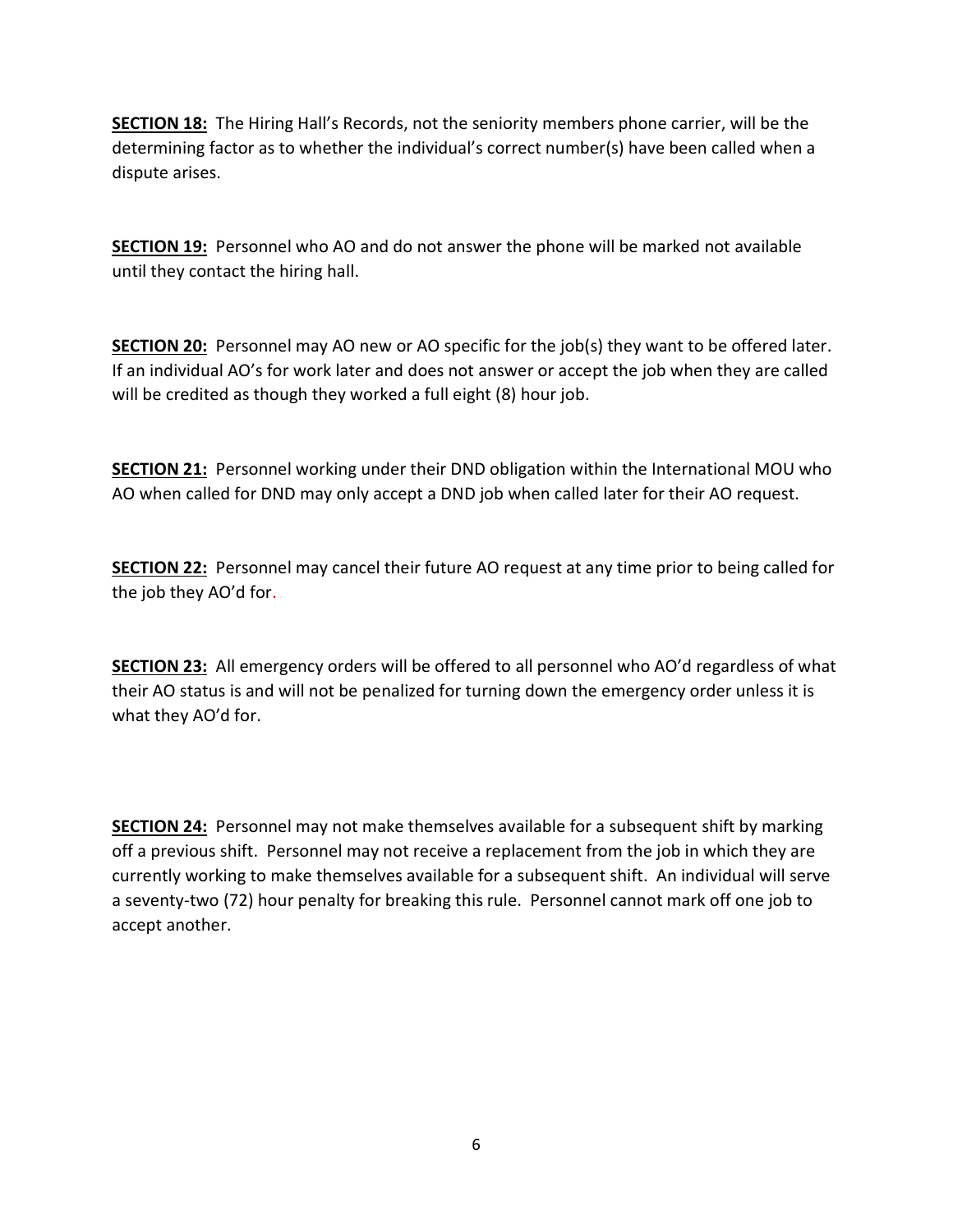**SECTION 18:** The Hiring Hall's Records, not the seniority members phone carrier, will be the determining factor as to whether the individual's correct number(s) have been called when a dispute arises.

**SECTION 19:** Personnel who AO and do not answer the phone will be marked not available until they contact the hiring hall.

**SECTION 20:** Personnel may AO new or AO specific for the job(s) they want to be offered later. If an individual AO's for work later and does not answer or accept the job when they are called will be credited as though they worked a full eight (8) hour job.

**SECTION 21:** Personnel working under their DND obligation within the International MOU who AO when called for DND may only accept a DND job when called later for their AO request.

**SECTION 22:** Personnel may cancel their future AO request at any time prior to being called for the job they AO'd for.

**SECTION 23:** All emergency orders will be offered to all personnel who AO'd regardless of what their AO status is and will not be penalized for turning down the emergency order unless it is what they AO'd for.

**SECTION 24:** Personnel may not make themselves available for a subsequent shift by marking off a previous shift. Personnel may not receive a replacement from the job in which they are currently working to make themselves available for a subsequent shift. An individual will serve a seventy-two (72) hour penalty for breaking this rule. Personnel cannot mark off one job to accept another.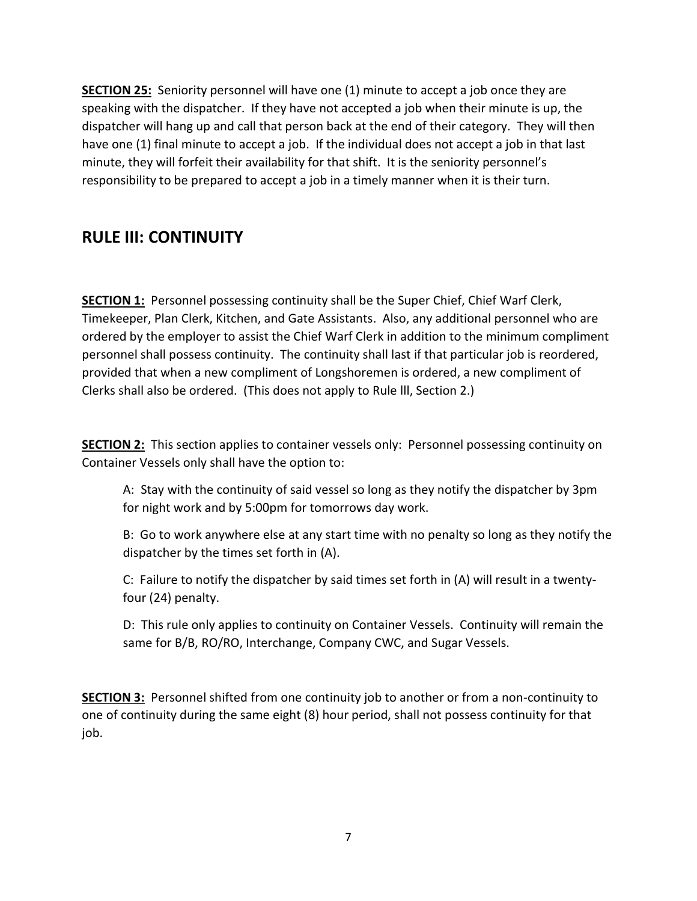**SECTION 25:** Seniority personnel will have one (1) minute to accept a job once they are speaking with the dispatcher. If they have not accepted a job when their minute is up, the dispatcher will hang up and call that person back at the end of their category. They will then have one (1) final minute to accept a job. If the individual does not accept a job in that last minute, they will forfeit their availability for that shift. It is the seniority personnel's responsibility to be prepared to accept a job in a timely manner when it is their turn.

## RULE III: CONTINUITY

**SECTION 1:** Personnel possessing continuity shall be the Super Chief, Chief Warf Clerk, Timekeeper, Plan Clerk, Kitchen, and Gate Assistants. Also, any additional personnel who are ordered by the employer to assist the Chief Warf Clerk in addition to the minimum compliment personnel shall possess continuity. The continuity shall last if that particular job is reordered, provided that when a new compliment of Longshoremen is ordered, a new compliment of Clerks shall also be ordered. (This does not apply to Rule lll, Section 2.)

**SECTION 2:** This section applies to container vessels only: Personnel possessing continuity on Container Vessels only shall have the option to:

A: Stay with the continuity of said vessel so long as they notify the dispatcher by 3pm for night work and by 5:00pm for tomorrows day work.

B: Go to work anywhere else at any start time with no penalty so long as they notify the dispatcher by the times set forth in (A).

C: Failure to notify the dispatcher by said times set forth in (A) will result in a twenty-four (24) penalty.

D: This rule only applies to continuity on Container Vessels. Continuity will remain the same for B/B, RO/RO, Interchange, Company CWC, and Sugar Vessels.

**SECTION 3:** Personnel shifted from one continuity job to another or from a non-continuity to one of continuity during the same eight (8) hour period, shall not possess continuity for that job.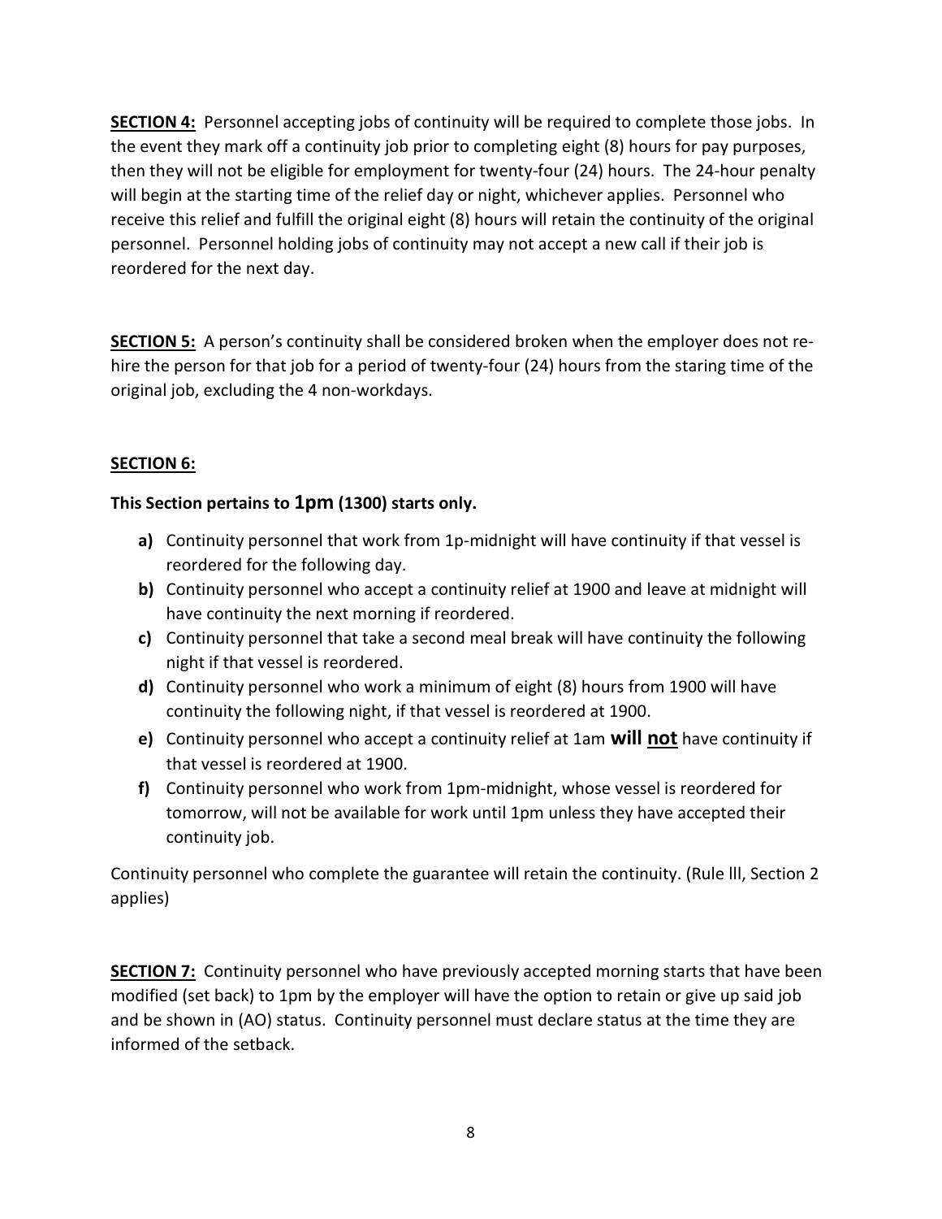**<u>SECTION 4:</u>** Personnel accepting jobs of continuity will be required to complete those jobs. In the event they mark off a continuity job prior to completing eight (8) hours for pay purposes, then they will not be eligible for employment for twenty-four (24) hours. The 24-hour penalty will begin at the starting time of the relief day or night, whichever applies. Personnel who receive this relief and fulfill the original eight (8) hours will retain the continuity of the original personnel. Personnel holding jobs of continuity may not accept a new call if their job is reordered for the next day.

**<u>SECTION 5:</u>** A person's continuity shall be considered broken when the employer does not re-hire the person for that job for a period of twenty-four (24) hours from the staring time of the original job, excluding the 4 non-workdays.

**<u>SECTION 6:</u>**

**This Section pertains to 1pm (1300) starts only.**

- **a)** Continuity personnel that work from 1p-midnight will have continuity if that vessel is reordered for the following day.
- **b)** Continuity personnel who accept a continuity relief at 1900 and leave at midnight will have continuity the next morning if reordered.
- **c)** Continuity personnel that take a second meal break will have continuity the following night if that vessel is reordered.
- **d)** Continuity personnel who work a minimum of eight (8) hours from 1900 will have continuity the following night, if that vessel is reordered at 1900.
- **e)** Continuity personnel who accept a continuity relief at 1am **will <u>not</u>** have continuity if that vessel is reordered at 1900.
- **f)** Continuity personnel who work from 1pm-midnight, whose vessel is reordered for tomorrow, will not be available for work until 1pm unless they have accepted their continuity job.

Continuity personnel who complete the guarantee will retain the continuity. (Rule lll, Section 2 applies)

**<u>SECTION 7:</u>** Continuity personnel who have previously accepted morning starts that have been modified (set back) to 1pm by the employer will have the option to retain or give up said job and be shown in (AO) status. Continuity personnel must declare status at the time they are informed of the setback.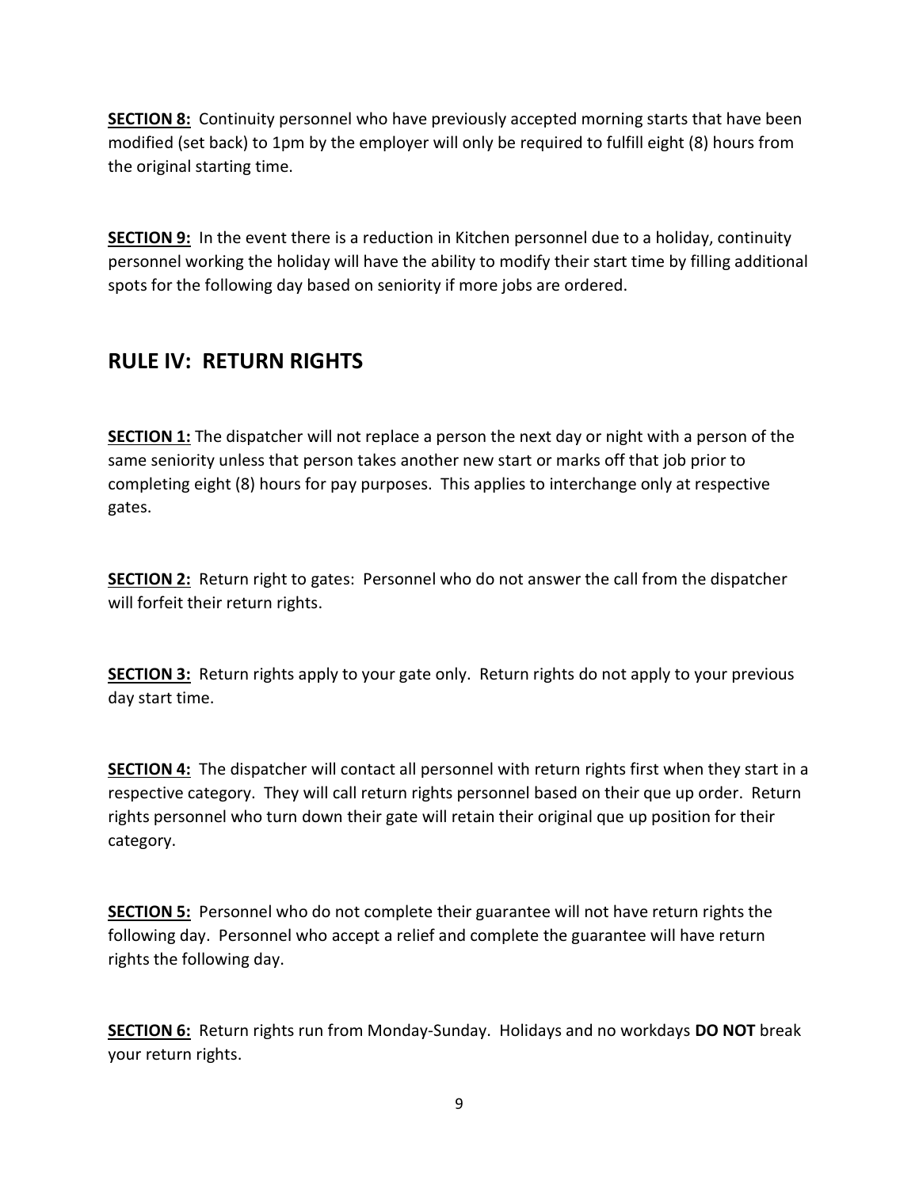**SECTION 8:** Continuity personnel who have previously accepted morning starts that have been modified (set back) to 1pm by the employer will only be required to fulfill eight (8) hours from the original starting time.

**SECTION 9:** In the event there is a reduction in Kitchen personnel due to a holiday, continuity personnel working the holiday will have the ability to modify their start time by filling additional spots for the following day based on seniority if more jobs are ordered.

## RULE IV: RETURN RIGHTS

**SECTION 1:** The dispatcher will not replace a person the next day or night with a person of the same seniority unless that person takes another new start or marks off that job prior to completing eight (8) hours for pay purposes. This applies to interchange only at respective gates.

**SECTION 2:** Return right to gates: Personnel who do not answer the call from the dispatcher will forfeit their return rights.

**SECTION 3:** Return rights apply to your gate only. Return rights do not apply to your previous day start time.

**SECTION 4:** The dispatcher will contact all personnel with return rights first when they start in a respective category. They will call return rights personnel based on their que up order. Return rights personnel who turn down their gate will retain their original que up position for their category.

**SECTION 5:** Personnel who do not complete their guarantee will not have return rights the following day. Personnel who accept a relief and complete the guarantee will have return rights the following day.

**SECTION 6:** Return rights run from Monday-Sunday. Holidays and no workdays **DO NOT** break your return rights.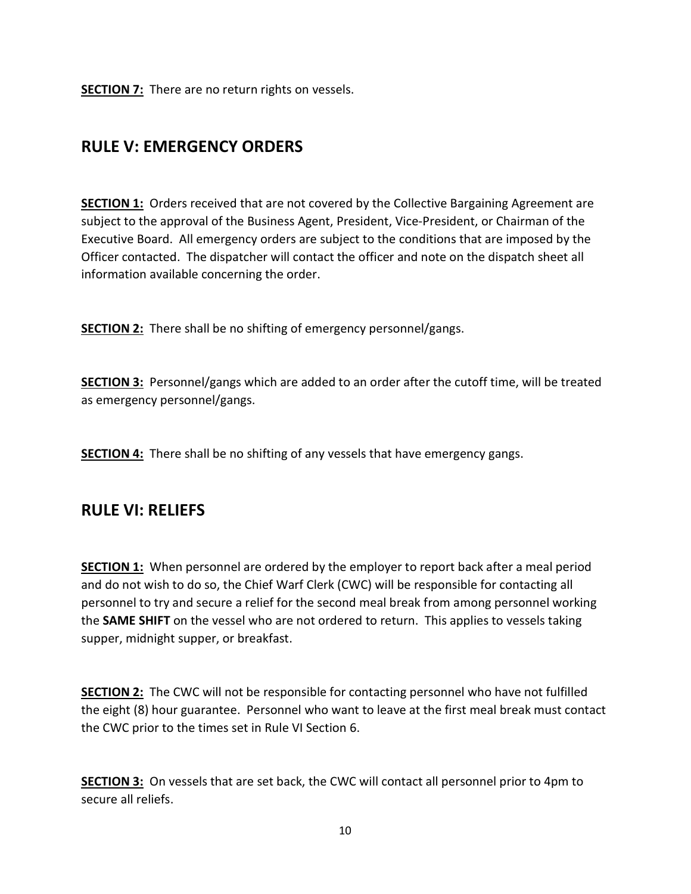**SECTION 7:** There are no return rights on vessels.

## RULE V: EMERGENCY ORDERS

**SECTION 1:** Orders received that are not covered by the Collective Bargaining Agreement are subject to the approval of the Business Agent, President, Vice-President, or Chairman of the Executive Board. All emergency orders are subject to the conditions that are imposed by the Officer contacted. The dispatcher will contact the officer and note on the dispatch sheet all information available concerning the order.

**SECTION 2:** There shall be no shifting of emergency personnel/gangs.

**SECTION 3:** Personnel/gangs which are added to an order after the cutoff time, will be treated as emergency personnel/gangs.

**SECTION 4:** There shall be no shifting of any vessels that have emergency gangs.

## RULE VI: RELIEFS

**SECTION 1:** When personnel are ordered by the employer to report back after a meal period and do not wish to do so, the Chief Warf Clerk (CWC) will be responsible for contacting all personnel to try and secure a relief for the second meal break from among personnel working the **SAME SHIFT** on the vessel who are not ordered to return. This applies to vessels taking supper, midnight supper, or breakfast.

**SECTION 2:** The CWC will not be responsible for contacting personnel who have not fulfilled the eight (8) hour guarantee. Personnel who want to leave at the first meal break must contact the CWC prior to the times set in Rule VI Section 6.

**SECTION 3:** On vessels that are set back, the CWC will contact all personnel prior to 4pm to secure all reliefs.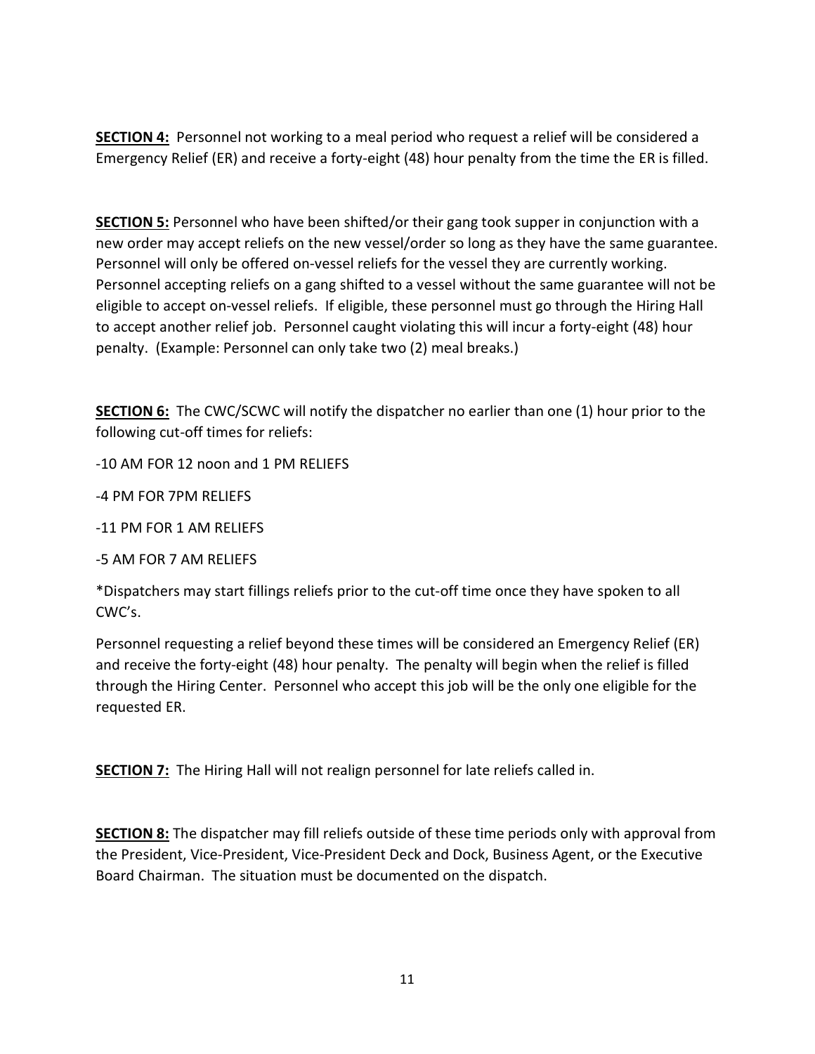**SECTION 4:** Personnel not working to a meal period who request a relief will be considered a Emergency Relief (ER) and receive a forty-eight (48) hour penalty from the time the ER is filled.

**SECTION 5:** Personnel who have been shifted/or their gang took supper in conjunction with a new order may accept reliefs on the new vessel/order so long as they have the same guarantee. Personnel will only be offered on-vessel reliefs for the vessel they are currently working. Personnel accepting reliefs on a gang shifted to a vessel without the same guarantee will not be eligible to accept on-vessel reliefs. If eligible, these personnel must go through the Hiring Hall to accept another relief job. Personnel caught violating this will incur a forty-eight (48) hour penalty. (Example: Personnel can only take two (2) meal breaks.)

**SECTION 6:** The CWC/SCWC will notify the dispatcher no earlier than one (1) hour prior to the following cut-off times for reliefs:

-10 AM FOR 12 noon and 1 PM RELIEFS

-4 PM FOR 7PM RELIEFS

-11 PM FOR 1 AM RELIEFS

-5 AM FOR 7 AM RELIEFS

*Dispatchers may start fillings reliefs prior to the cut-off time once they have spoken to all CWC's.

Personnel requesting a relief beyond these times will be considered an Emergency Relief (ER) and receive the forty-eight (48) hour penalty. The penalty will begin when the relief is filled through the Hiring Center. Personnel who accept this job will be the only one eligible for the requested ER.

**SECTION 7:** The Hiring Hall will not realign personnel for late reliefs called in.

**SECTION 8:** The dispatcher may fill reliefs outside of these time periods only with approval from the President, Vice-President, Vice-President Deck and Dock, Business Agent, or the Executive Board Chairman. The situation must be documented on the dispatch.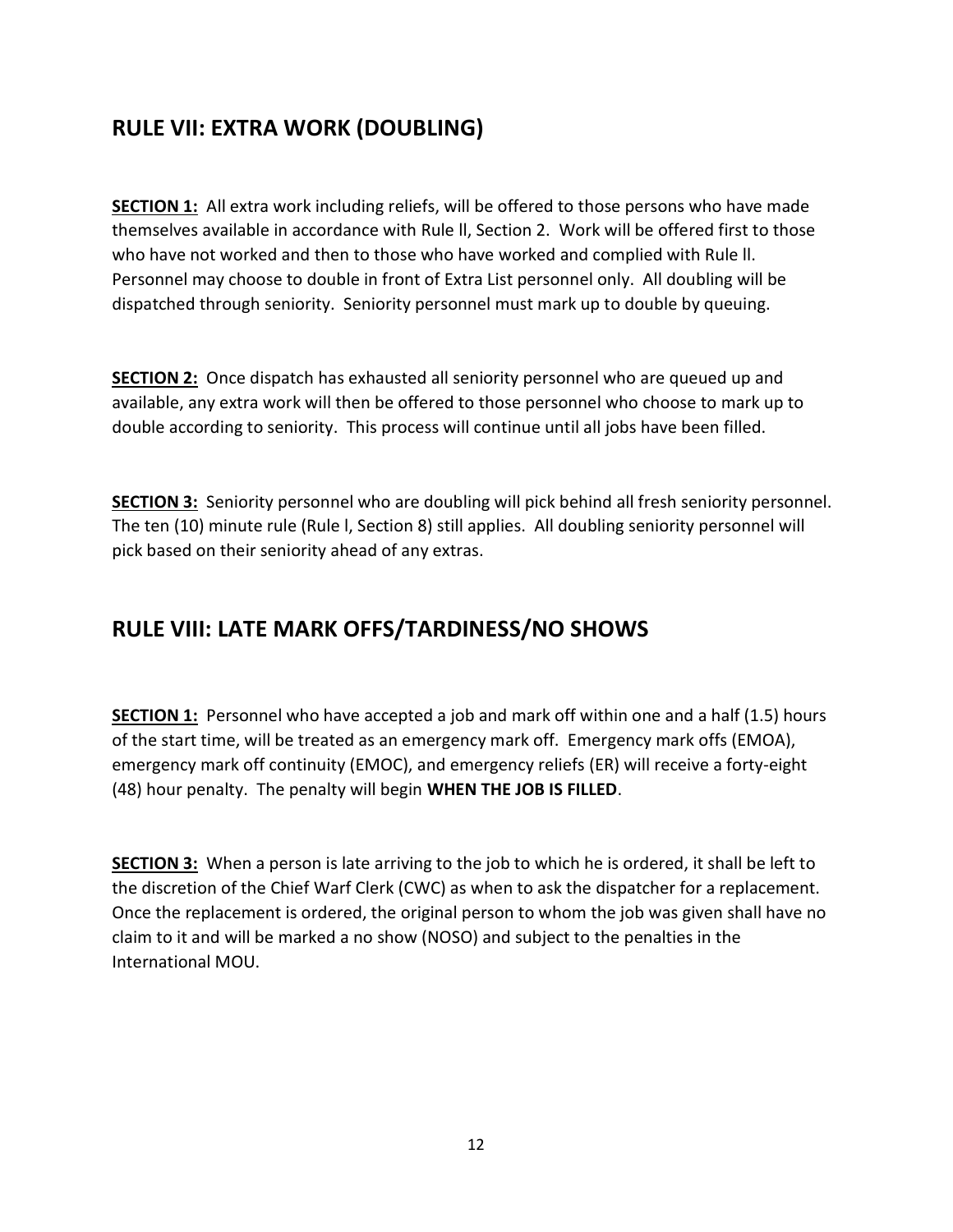## RULE VII: EXTRA WORK (DOUBLING)

**SECTION 1:** All extra work including reliefs, will be offered to those persons who have made themselves available in accordance with Rule ll, Section 2. Work will be offered first to those who have not worked and then to those who have worked and complied with Rule ll. Personnel may choose to double in front of Extra List personnel only. All doubling will be dispatched through seniority. Seniority personnel must mark up to double by queuing.

**SECTION 2:** Once dispatch has exhausted all seniority personnel who are queued up and available, any extra work will then be offered to those personnel who choose to mark up to double according to seniority. This process will continue until all jobs have been filled.

**SECTION 3:** Seniority personnel who are doubling will pick behind all fresh seniority personnel. The ten (10) minute rule (Rule I, Section 8) still applies. All doubling seniority personnel will pick based on their seniority ahead of any extras.

## RULE VIII: LATE MARK OFFS/TARDINESS/NO SHOWS

**SECTION 1:** Personnel who have accepted a job and mark off within one and a half (1.5) hours of the start time, will be treated as an emergency mark off. Emergency mark offs (EMOA), emergency mark off continuity (EMOC), and emergency reliefs (ER) will receive a forty-eight (48) hour penalty. The penalty will begin **WHEN THE JOB IS FILLED**.

**SECTION 3:** When a person is late arriving to the job to which he is ordered, it shall be left to the discretion of the Chief Warf Clerk (CWC) as when to ask the dispatcher for a replacement. Once the replacement is ordered, the original person to whom the job was given shall have no claim to it and will be marked a no show (NOSO) and subject to the penalties in the International MOU.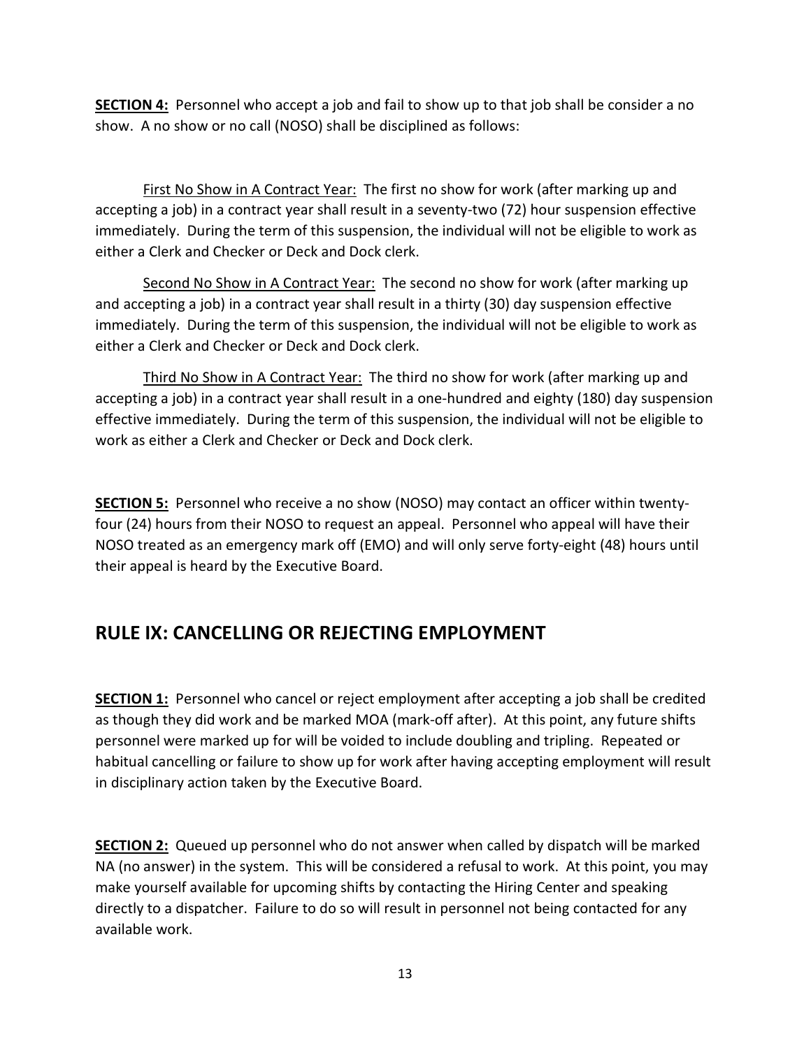**SECTION 4:** Personnel who accept a job and fail to show up to that job shall be consider a no show. A no show or no call (NOSO) shall be disciplined as follows:

First No Show in A Contract Year: The first no show for work (after marking up and accepting a job) in a contract year shall result in a seventy-two (72) hour suspension effective immediately. During the term of this suspension, the individual will not be eligible to work as either a Clerk and Checker or Deck and Dock clerk.

Second No Show in A Contract Year: The second no show for work (after marking up and accepting a job) in a contract year shall result in a thirty (30) day suspension effective immediately. During the term of this suspension, the individual will not be eligible to work as either a Clerk and Checker or Deck and Dock clerk.

Third No Show in A Contract Year: The third no show for work (after marking up and accepting a job) in a contract year shall result in a one-hundred and eighty (180) day suspension effective immediately. During the term of this suspension, the individual will not be eligible to work as either a Clerk and Checker or Deck and Dock clerk.

**SECTION 5:** Personnel who receive a no show (NOSO) may contact an officer within twenty-four (24) hours from their NOSO to request an appeal. Personnel who appeal will have their NOSO treated as an emergency mark off (EMO) and will only serve forty-eight (48) hours until their appeal is heard by the Executive Board.

## RULE IX: CANCELLING OR REJECTING EMPLOYMENT

**SECTION 1:** Personnel who cancel or reject employment after accepting a job shall be credited as though they did work and be marked MOA (mark-off after). At this point, any future shifts personnel were marked up for will be voided to include doubling and tripling. Repeated or habitual cancelling or failure to show up for work after having accepting employment will result in disciplinary action taken by the Executive Board.

**SECTION 2:** Queued up personnel who do not answer when called by dispatch will be marked NA (no answer) in the system. This will be considered a refusal to work. At this point, you may make yourself available for upcoming shifts by contacting the Hiring Center and speaking directly to a dispatcher. Failure to do so will result in personnel not being contacted for any available work.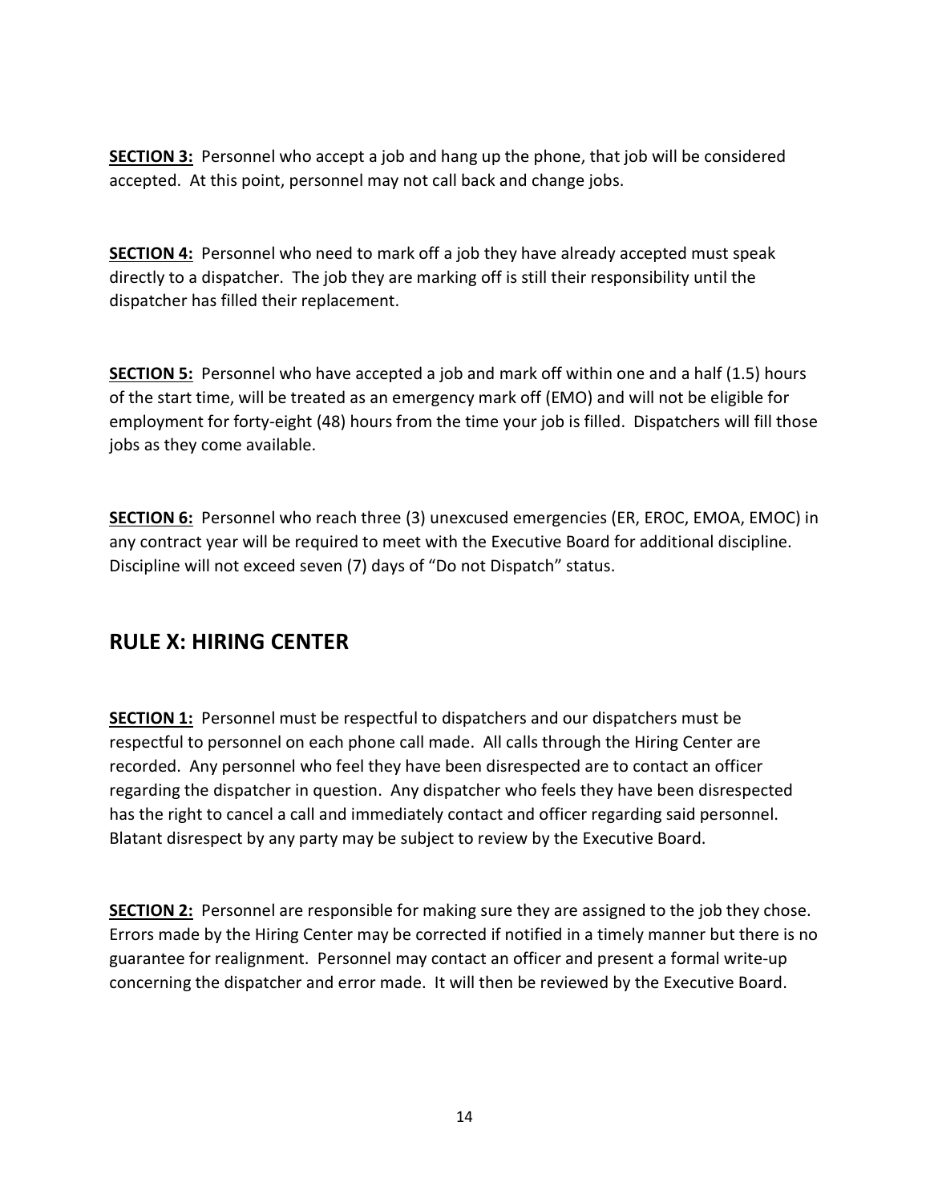**SECTION 3:** Personnel who accept a job and hang up the phone, that job will be considered accepted. At this point, personnel may not call back and change jobs.

**SECTION 4:** Personnel who need to mark off a job they have already accepted must speak directly to a dispatcher. The job they are marking off is still their responsibility until the dispatcher has filled their replacement.

**SECTION 5:** Personnel who have accepted a job and mark off within one and a half (1.5) hours of the start time, will be treated as an emergency mark off (EMO) and will not be eligible for employment for forty-eight (48) hours from the time your job is filled. Dispatchers will fill those jobs as they come available.

**SECTION 6:** Personnel who reach three (3) unexcused emergencies (ER, EROC, EMOA, EMOC) in any contract year will be required to meet with the Executive Board for additional discipline. Discipline will not exceed seven (7) days of "Do not Dispatch" status.

## RULE X: HIRING CENTER

**SECTION 1:** Personnel must be respectful to dispatchers and our dispatchers must be respectful to personnel on each phone call made. All calls through the Hiring Center are recorded. Any personnel who feel they have been disrespected are to contact an officer regarding the dispatcher in question. Any dispatcher who feels they have been disrespected has the right to cancel a call and immediately contact and officer regarding said personnel. Blatant disrespect by any party may be subject to review by the Executive Board.

**SECTION 2:** Personnel are responsible for making sure they are assigned to the job they chose. Errors made by the Hiring Center may be corrected if notified in a timely manner but there is no guarantee for realignment. Personnel may contact an officer and present a formal write-up concerning the dispatcher and error made. It will then be reviewed by the Executive Board.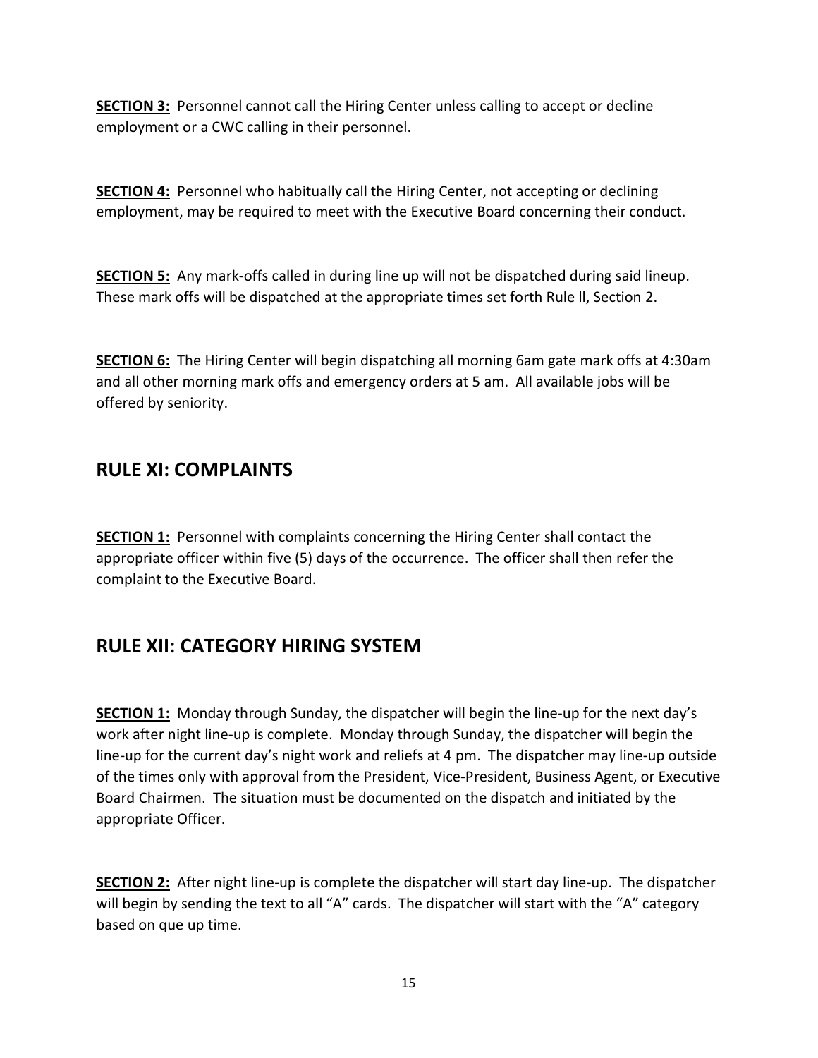**SECTION 3:** Personnel cannot call the Hiring Center unless calling to accept or decline employment or a CWC calling in their personnel.

**SECTION 4:** Personnel who habitually call the Hiring Center, not accepting or declining employment, may be required to meet with the Executive Board concerning their conduct.

**SECTION 5:** Any mark-offs called in during line up will not be dispatched during said lineup. These mark offs will be dispatched at the appropriate times set forth Rule ll, Section 2.

**SECTION 6:** The Hiring Center will begin dispatching all morning 6am gate mark offs at 4:30am and all other morning mark offs and emergency orders at 5 am. All available jobs will be offered by seniority.

## RULE XI: COMPLAINTS

**SECTION 1:** Personnel with complaints concerning the Hiring Center shall contact the appropriate officer within five (5) days of the occurrence. The officer shall then refer the complaint to the Executive Board.

## RULE XII: CATEGORY HIRING SYSTEM

**SECTION 1:** Monday through Sunday, the dispatcher will begin the line-up for the next day's work after night line-up is complete. Monday through Sunday, the dispatcher will begin the line-up for the current day's night work and reliefs at 4 pm. The dispatcher may line-up outside of the times only with approval from the President, Vice-President, Business Agent, or Executive Board Chairmen. The situation must be documented on the dispatch and initiated by the appropriate Officer.

**SECTION 2:** After night line-up is complete the dispatcher will start day line-up. The dispatcher will begin by sending the text to all "A" cards. The dispatcher will start with the "A" category based on que up time.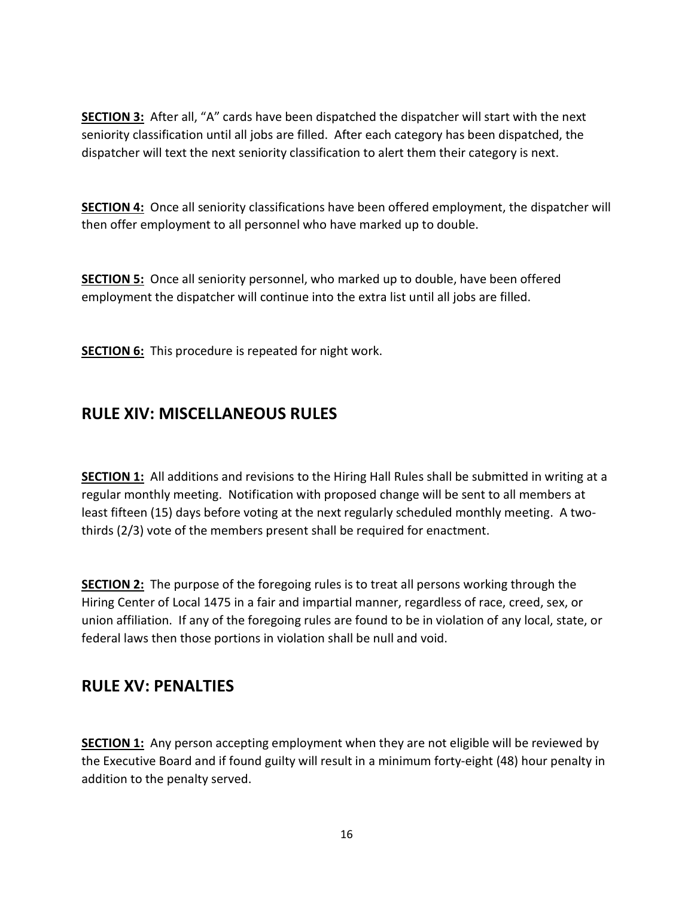**SECTION 3:** After all, "A" cards have been dispatched the dispatcher will start with the next seniority classification until all jobs are filled. After each category has been dispatched, the dispatcher will text the next seniority classification to alert them their category is next.

**SECTION 4:** Once all seniority classifications have been offered employment, the dispatcher will then offer employment to all personnel who have marked up to double.

**SECTION 5:** Once all seniority personnel, who marked up to double, have been offered employment the dispatcher will continue into the extra list until all jobs are filled.

**SECTION 6:** This procedure is repeated for night work.

## RULE XIV: MISCELLANEOUS RULES

**SECTION 1:** All additions and revisions to the Hiring Hall Rules shall be submitted in writing at a regular monthly meeting. Notification with proposed change will be sent to all members at least fifteen (15) days before voting at the next regularly scheduled monthly meeting. A two-thirds (2/3) vote of the members present shall be required for enactment.

**SECTION 2:** The purpose of the foregoing rules is to treat all persons working through the Hiring Center of Local 1475 in a fair and impartial manner, regardless of race, creed, sex, or union affiliation. If any of the foregoing rules are found to be in violation of any local, state, or federal laws then those portions in violation shall be null and void.

## RULE XV: PENALTIES

**SECTION 1:** Any person accepting employment when they are not eligible will be reviewed by the Executive Board and if found guilty will result in a minimum forty-eight (48) hour penalty in addition to the penalty served.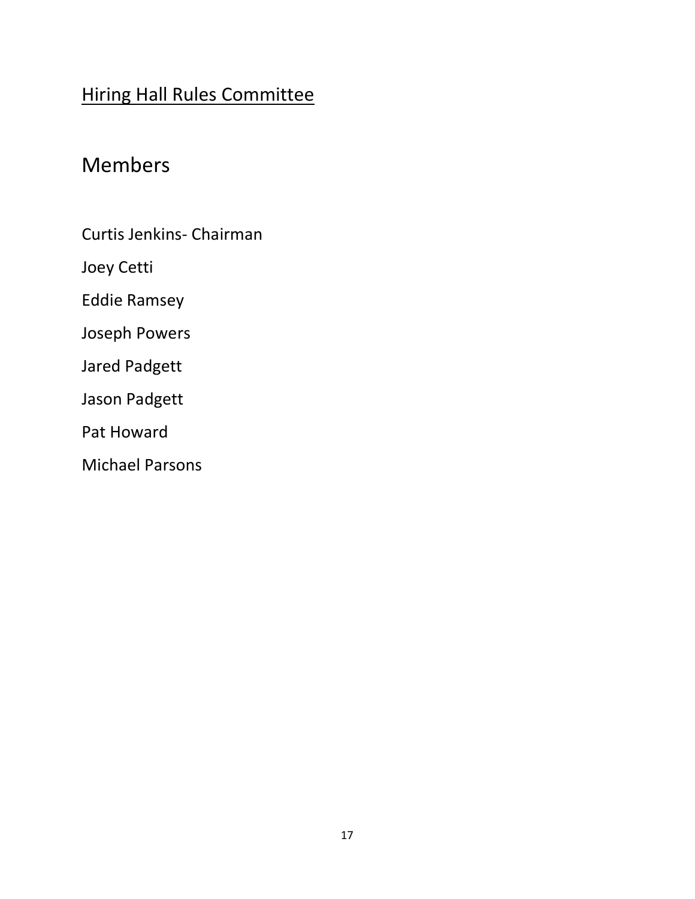## Hiring Hall Rules Committee

## Members

Curtis Jenkins- Chairman

Joey Cetti

Eddie Ramsey

Joseph Powers

Jared Padgett

Jason Padgett

Pat Howard

Michael Parsons